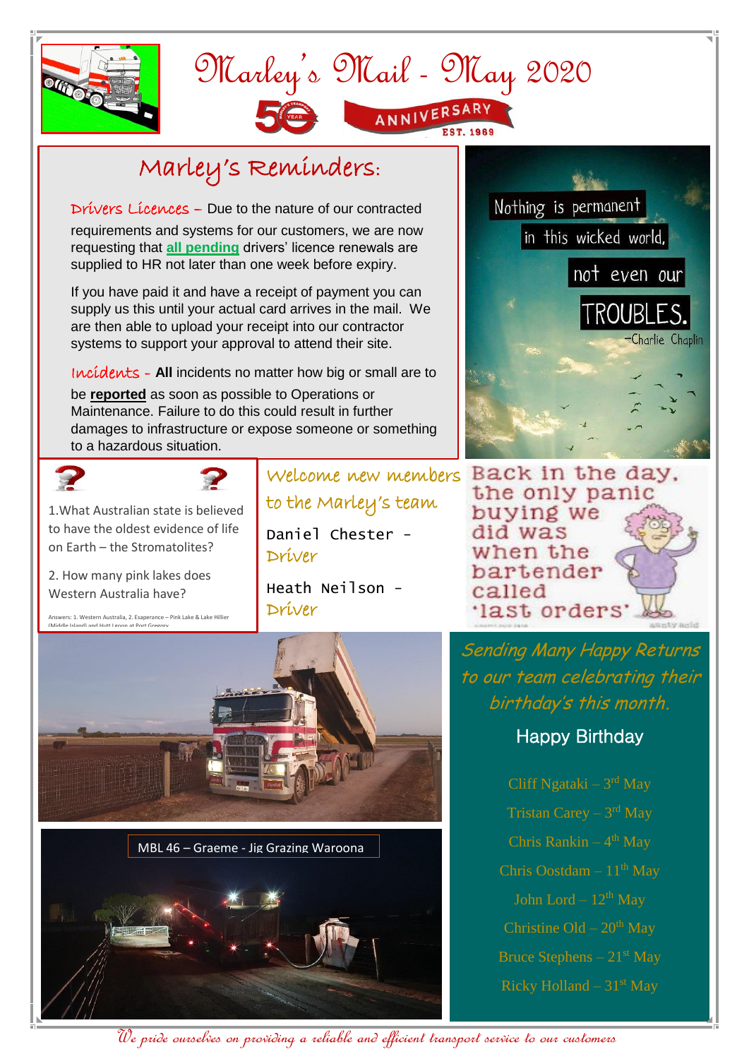# Marley's Mail - May 2020

50 YEAR ANNIVERSARY EST. 1969

## Marley's Reminders:

**Drivers Licences** – Due to the nature of our contracted requirements and systems for our customers, we are now requesting that **all pending** drivers' licence renewals are supplied to HR not later than one week before expiry.

If you have paid it and have a receipt of payment you can supply us this until your actual card arrives in the mail. We are then able to upload your receipt into our contractor systems to support your approval to attend their site.

**Incidents** - **All** incidents no matter how big or small are to be **reported** as soon as possible to Operations or Maintenance. Failure to do this could result in further damages to infrastructure or expose someone or something to a hazardous situation.

Nothing is permanent in this wicked world, not even our TROUBLES.
–Charlie Chaplin

1.What Australian state is believed to have the oldest evidence of life on Earth – the Stromatolites?

2. How many pink lakes does Western Australia have?

Answers: 1. Western Australia, 2. Esaperance – Pink Lake & Lake Hillier (Middle Island) and Hutt Lagoon at Port Gregory

### Welcome new members to the Marley's team

Daniel Chester - Driver

Heath Neilson - Driver

Back in the day, the only panic buying we did was when the bartender called 'last orders'

MBL 46 – Graeme - Jig Grazing Waroona

*Sending Many Happy Returns to our team celebrating their birthday's this month.*

### Happy Birthday

Cliff Ngataki – 3rd May

Tristan Carey – 3rd May

Chris Rankin – 4th May

Chris Oostdam – 11th May

John Lord – 12th May

Christine Old – 20th May

Bruce Stephens – 21st May

Ricky Holland – 31st May

*We pride ourselves on providing a reliable and efficient transport service to our customers*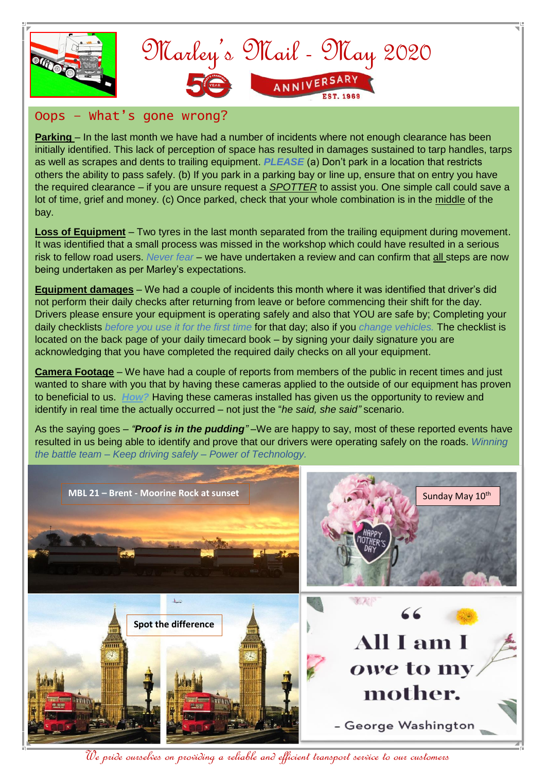# Marley's Mail - May 2020

50 YEAR ANNIVERSARY EST. 1969

## Oops – what's gone wrong?

**Parking** – In the last month we have had a number of incidents where not enough clearance has been initially identified. This lack of perception of space has resulted in damages sustained to tarp handles, tarps as well as scrapes and dents to trailing equipment. ***PLEASE*** (a) Don't park in a location that restricts others the ability to pass safely. (b) If you park in a parking bay or line up, ensure that on entry you have the required clearance – if you are unsure request a *SPOTTER* to assist you. One simple call could save a lot of time, grief and money. (c) Once parked, check that your whole combination is in the middle of the bay.

**Loss of Equipment** – Two tyres in the last month separated from the trailing equipment during movement. It was identified that a small process was missed in the workshop which could have resulted in a serious risk to fellow road users. *Never fear* – we have undertaken a review and can confirm that all steps are now being undertaken as per Marley's expectations.

**Equipment damages** – We had a couple of incidents this month where it was identified that driver's did not perform their daily checks after returning from leave or before commencing their shift for the day. Drivers please ensure your equipment is operating safely and also that YOU are safe by; Completing your daily checklists *before you use it for the first time* for that day; also if you *change vehicles.* The checklist is located on the back page of your daily timecard book – by signing your daily signature you are acknowledging that you have completed the required daily checks on all your equipment.

**Camera Footage** – We have had a couple of reports from members of the public in recent times and just wanted to share with you that by having these cameras applied to the outside of our equipment has proven to beneficial to us. ***How?*** Having these cameras installed has given us the opportunity to review and identify in real time the actually occurred – not just the "*he said, she said"* scenario.

As the saying goes – ***"Proof is in the pudding"*** –We are happy to say, most of these reported events have resulted in us being able to identify and prove that our drivers were operating safely on the roads. *Winning the battle team – Keep driving safely – Power of Technology.*

MBL 21 – Brent - Moorine Rock at sunset

Sunday May 10th

Spot the difference

"All I am I owe to my mother." - George Washington

*We pride ourselves on providing a reliable and efficient transport service to our customers*